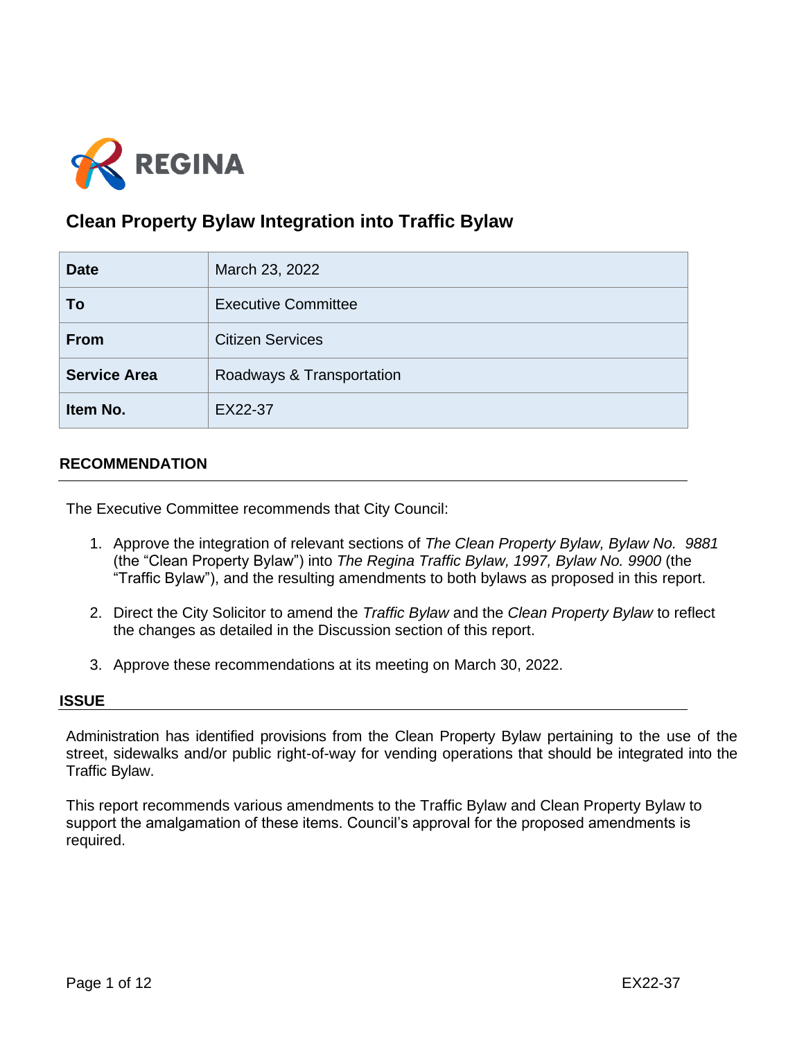# Clean Property Bylaw Integration into Traffic Bylaw

| Date | March 23, 2022 |
|---|---|
| To | Executive Committee |
| From | Citizen Services |
| Service Area | Roadways & Transportation |
| Item No. | EX22-37 |

## RECOMMENDATION

The Executive Committee recommends that City Council:

1. Approve the integration of relevant sections of *The Clean Property Bylaw, Bylaw No. 9881* (the "Clean Property Bylaw") into *The Regina Traffic Bylaw, 1997, Bylaw No. 9900* (the "Traffic Bylaw"), and the resulting amendments to both bylaws as proposed in this report.

2. Direct the City Solicitor to amend the *Traffic Bylaw* and the *Clean Property Bylaw* to reflect the changes as detailed in the Discussion section of this report.

3. Approve these recommendations at its meeting on March 30, 2022.

## ISSUE

Administration has identified provisions from the Clean Property Bylaw pertaining to the use of the street, sidewalks and/or public right-of-way for vending operations that should be integrated into the Traffic Bylaw.

This report recommends various amendments to the Traffic Bylaw and Clean Property Bylaw to support the amalgamation of these items. Council's approval for the proposed amendments is required.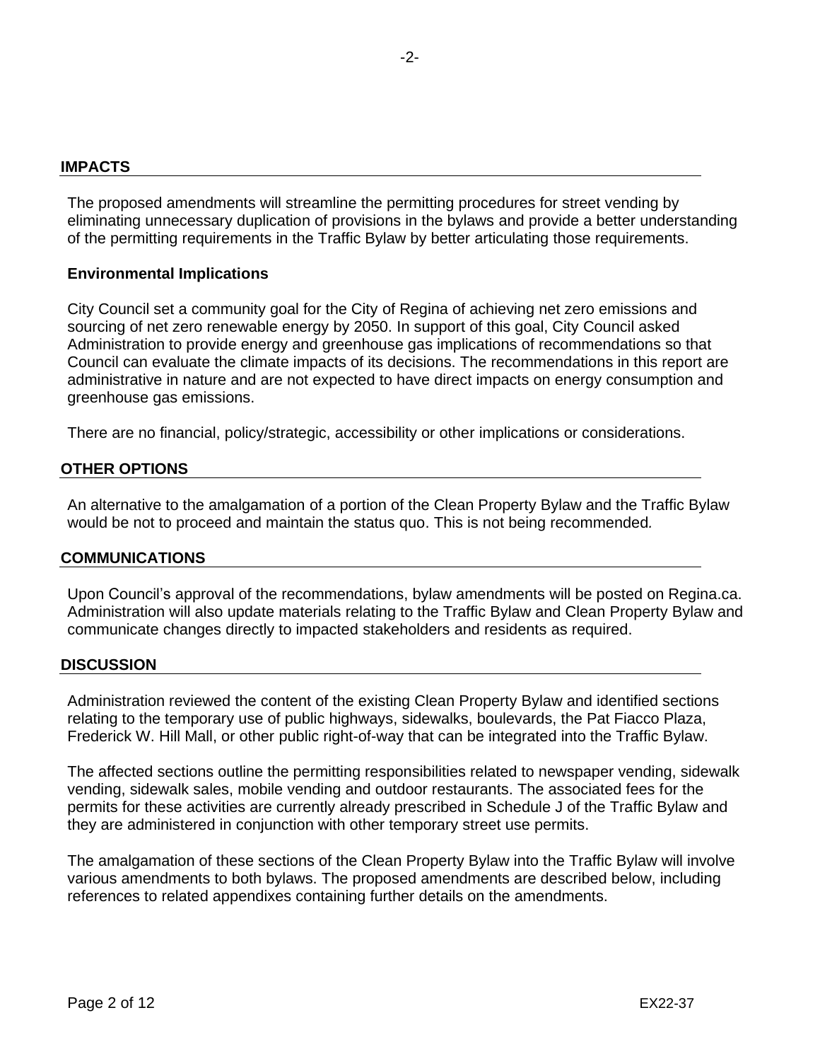## IMPACTS

The proposed amendments will streamline the permitting procedures for street vending by eliminating unnecessary duplication of provisions in the bylaws and provide a better understanding of the permitting requirements in the Traffic Bylaw by better articulating those requirements.

### Environmental Implications

City Council set a community goal for the City of Regina of achieving net zero emissions and sourcing of net zero renewable energy by 2050. In support of this goal, City Council asked Administration to provide energy and greenhouse gas implications of recommendations so that Council can evaluate the climate impacts of its decisions. The recommendations in this report are administrative in nature and are not expected to have direct impacts on energy consumption and greenhouse gas emissions.

There are no financial, policy/strategic, accessibility or other implications or considerations.

## OTHER OPTIONS

An alternative to the amalgamation of a portion of the Clean Property Bylaw and the Traffic Bylaw would be not to proceed and maintain the status quo. This is not being recommended.

## COMMUNICATIONS

Upon Council's approval of the recommendations, bylaw amendments will be posted on Regina.ca. Administration will also update materials relating to the Traffic Bylaw and Clean Property Bylaw and communicate changes directly to impacted stakeholders and residents as required.

## DISCUSSION

Administration reviewed the content of the existing Clean Property Bylaw and identified sections relating to the temporary use of public highways, sidewalks, boulevards, the Pat Fiacco Plaza, Frederick W. Hill Mall, or other public right-of-way that can be integrated into the Traffic Bylaw.

The affected sections outline the permitting responsibilities related to newspaper vending, sidewalk vending, sidewalk sales, mobile vending and outdoor restaurants. The associated fees for the permits for these activities are currently already prescribed in Schedule J of the Traffic Bylaw and they are administered in conjunction with other temporary street use permits.

The amalgamation of these sections of the Clean Property Bylaw into the Traffic Bylaw will involve various amendments to both bylaws. The proposed amendments are described below, including references to related appendixes containing further details on the amendments.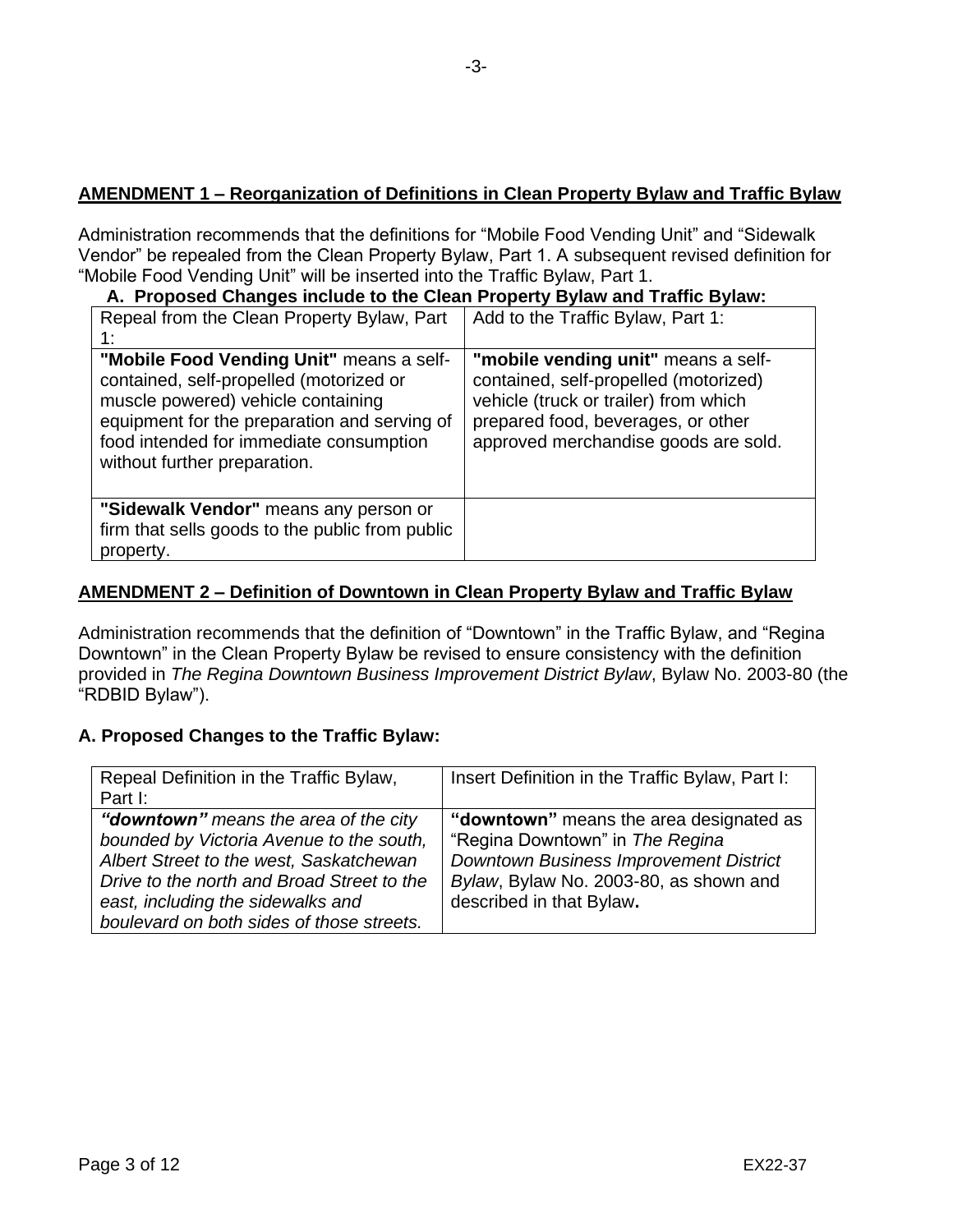## AMENDMENT 1 – Reorganization of Definitions in Clean Property Bylaw and Traffic Bylaw

Administration recommends that the definitions for "Mobile Food Vending Unit" and "Sidewalk Vendor" be repealed from the Clean Property Bylaw, Part 1. A subsequent revised definition for "Mobile Food Vending Unit" will be inserted into the Traffic Bylaw, Part 1.

### A. Proposed Changes include to the Clean Property Bylaw and Traffic Bylaw:

| Repeal from the Clean Property Bylaw, Part 1: | Add to the Traffic Bylaw, Part 1: |
|---|---|
| **"Mobile Food Vending Unit"** means a self-contained, self-propelled (motorized or muscle powered) vehicle containing equipment for the preparation and serving of food intended for immediate consumption without further preparation. | **"mobile vending unit"** means a self-contained, self-propelled (motorized) vehicle (truck or trailer) from which prepared food, beverages, or other approved merchandise goods are sold. |
| **"Sidewalk Vendor"** means any person or firm that sells goods to the public from public property. | |

## AMENDMENT 2 – Definition of Downtown in Clean Property Bylaw and Traffic Bylaw

Administration recommends that the definition of "Downtown" in the Traffic Bylaw, and "Regina Downtown" in the Clean Property Bylaw be revised to ensure consistency with the definition provided in *The Regina Downtown Business Improvement District Bylaw*, Bylaw No. 2003-80 (the "RDBID Bylaw").

### A. Proposed Changes to the Traffic Bylaw:

| Repeal Definition in the Traffic Bylaw, Part I: | Insert Definition in the Traffic Bylaw, Part I: |
|---|---|
| ***"downtown"*** *means the area of the city bounded by Victoria Avenue to the south, Albert Street to the west, Saskatchewan Drive to the north and Broad Street to the east, including the sidewalks and boulevard on both sides of those streets.* | **"downtown"** means the area designated as "Regina Downtown" in *The Regina Downtown Business Improvement District Bylaw*, Bylaw No. 2003-80, as shown and described in that Bylaw**.** |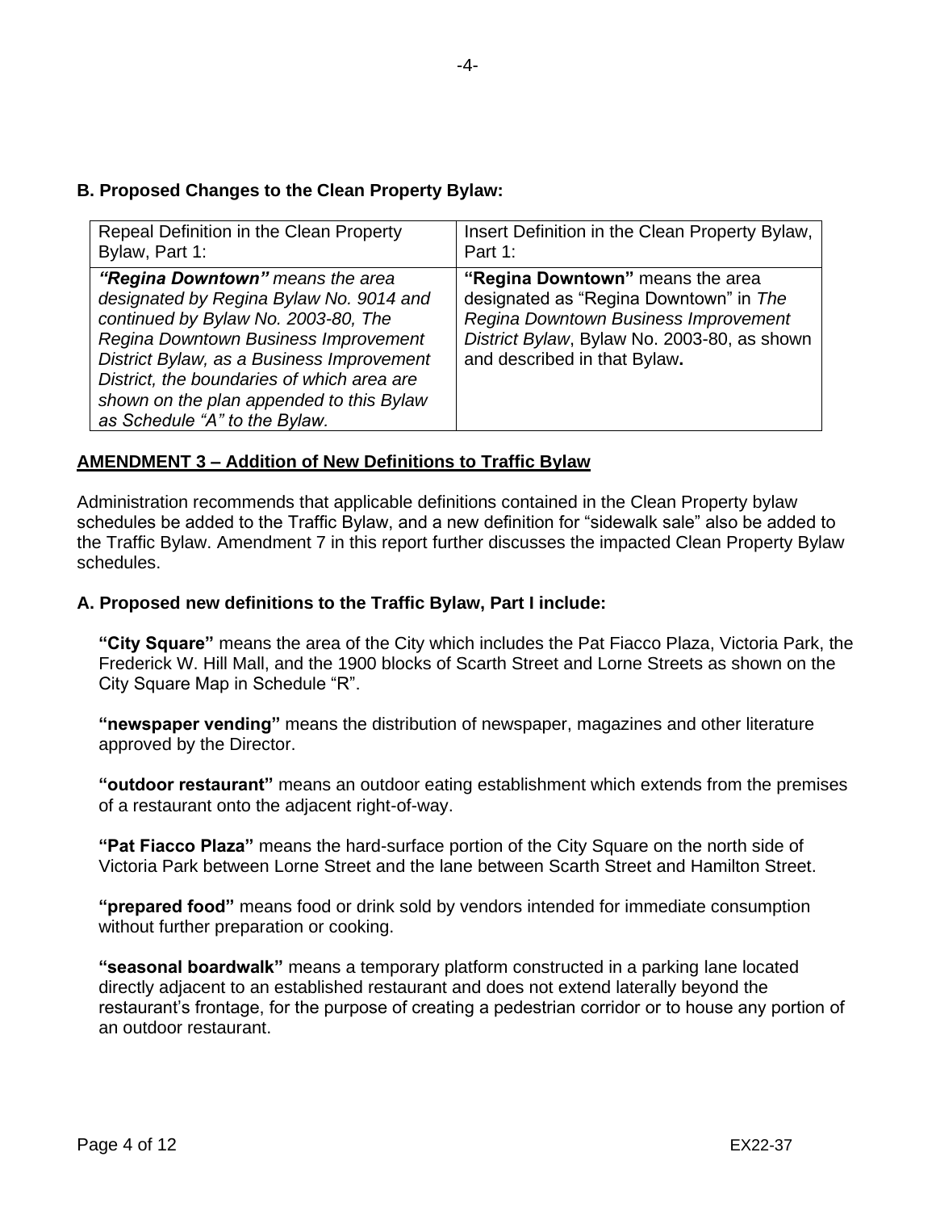### B. Proposed Changes to the Clean Property Bylaw:

| Repeal Definition in the Clean Property Bylaw, Part 1: | Insert Definition in the Clean Property Bylaw, Part 1: |
|---|---|
| ***"Regina Downtown"** means the area designated by Regina Bylaw No. 9014 and continued by Bylaw No. 2003-80, The Regina Downtown Business Improvement District Bylaw, as a Business Improvement District, the boundaries of which area are shown on the plan appended to this Bylaw as Schedule "A" to the Bylaw.* | **"Regina Downtown"** means the area designated as "Regina Downtown" in *The Regina Downtown Business Improvement District Bylaw*, Bylaw No. 2003-80, as shown and described in that Bylaw**.** |

## AMENDMENT 3 – Addition of New Definitions to Traffic Bylaw

Administration recommends that applicable definitions contained in the Clean Property bylaw schedules be added to the Traffic Bylaw, and a new definition for "sidewalk sale" also be added to the Traffic Bylaw. Amendment 7 in this report further discusses the impacted Clean Property Bylaw schedules.

### A. Proposed new definitions to the Traffic Bylaw, Part I include:

**"City Square"** means the area of the City which includes the Pat Fiacco Plaza, Victoria Park, the Frederick W. Hill Mall, and the 1900 blocks of Scarth Street and Lorne Streets as shown on the City Square Map in Schedule "R".

**"newspaper vending"** means the distribution of newspaper, magazines and other literature approved by the Director.

**"outdoor restaurant"** means an outdoor eating establishment which extends from the premises of a restaurant onto the adjacent right-of-way.

**"Pat Fiacco Plaza"** means the hard-surface portion of the City Square on the north side of Victoria Park between Lorne Street and the lane between Scarth Street and Hamilton Street.

**"prepared food"** means food or drink sold by vendors intended for immediate consumption without further preparation or cooking.

**"seasonal boardwalk"** means a temporary platform constructed in a parking lane located directly adjacent to an established restaurant and does not extend laterally beyond the restaurant's frontage, for the purpose of creating a pedestrian corridor or to house any portion of an outdoor restaurant.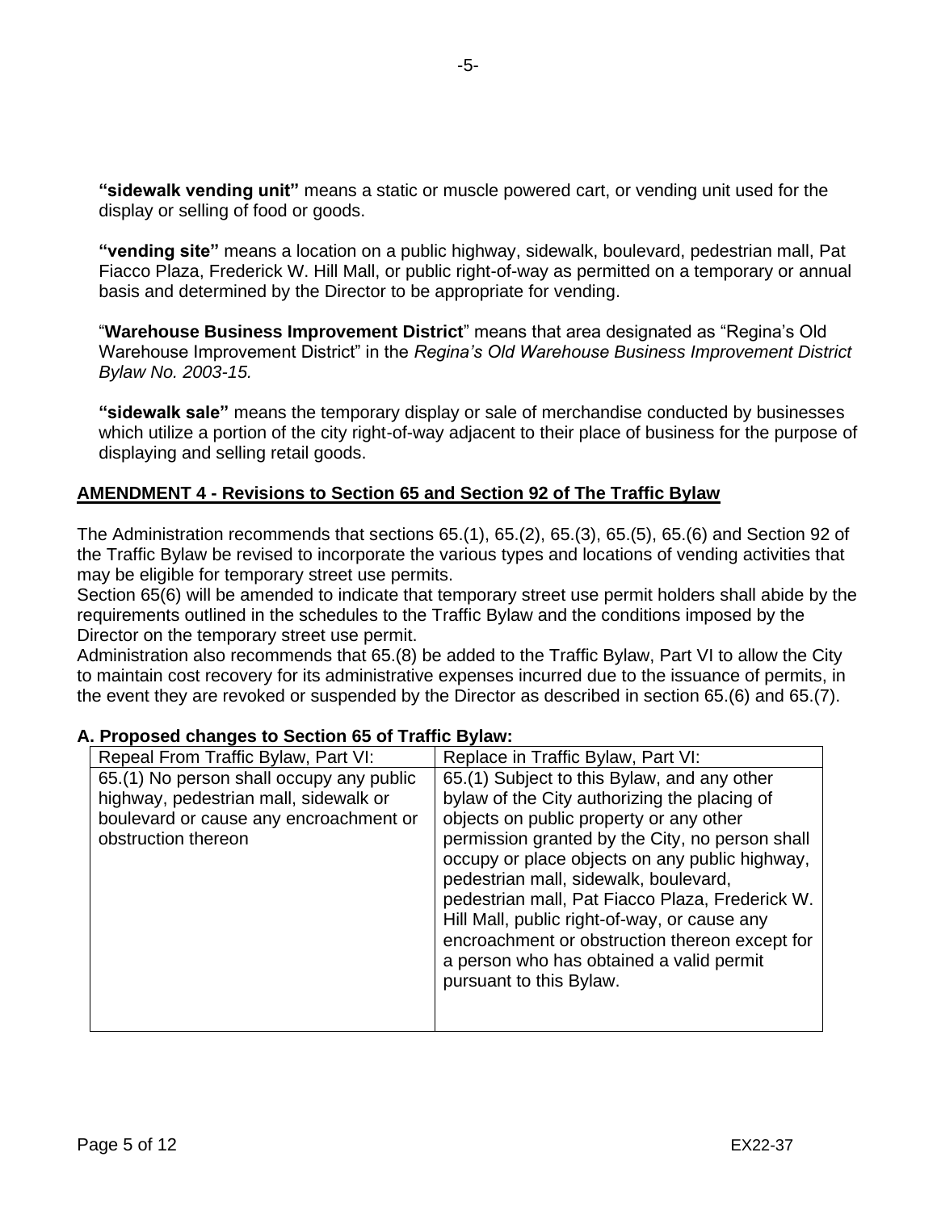**"sidewalk vending unit"** means a static or muscle powered cart, or vending unit used for the display or selling of food or goods.

**"vending site"** means a location on a public highway, sidewalk, boulevard, pedestrian mall, Pat Fiacco Plaza, Frederick W. Hill Mall, or public right-of-way as permitted on a temporary or annual basis and determined by the Director to be appropriate for vending.

"**Warehouse Business Improvement District**" means that area designated as "Regina's Old Warehouse Improvement District" in the *Regina's Old Warehouse Business Improvement District Bylaw No. 2003-15.*

**"sidewalk sale"** means the temporary display or sale of merchandise conducted by businesses which utilize a portion of the city right-of-way adjacent to their place of business for the purpose of displaying and selling retail goods.

## AMENDMENT 4 - Revisions to Section 65 and Section 92 of The Traffic Bylaw

The Administration recommends that sections 65.(1), 65.(2), 65.(3), 65.(5), 65.(6) and Section 92 of the Traffic Bylaw be revised to incorporate the various types and locations of vending activities that may be eligible for temporary street use permits.

Section 65(6) will be amended to indicate that temporary street use permit holders shall abide by the requirements outlined in the schedules to the Traffic Bylaw and the conditions imposed by the Director on the temporary street use permit.

Administration also recommends that 65.(8) be added to the Traffic Bylaw, Part VI to allow the City to maintain cost recovery for its administrative expenses incurred due to the issuance of permits, in the event they are revoked or suspended by the Director as described in section 65.(6) and 65.(7).

### A. Proposed changes to Section 65 of Traffic Bylaw:

| Repeal From Traffic Bylaw, Part VI: | Replace in Traffic Bylaw, Part VI: |
|---|---|
| 65.(1) No person shall occupy any public highway, pedestrian mall, sidewalk or boulevard or cause any encroachment or obstruction thereon | 65.(1) Subject to this Bylaw, and any other bylaw of the City authorizing the placing of objects on public property or any other permission granted by the City, no person shall occupy or place objects on any public highway, pedestrian mall, sidewalk, boulevard, pedestrian mall, Pat Fiacco Plaza, Frederick W. Hill Mall, public right-of-way, or cause any encroachment or obstruction thereon except for a person who has obtained a valid permit pursuant to this Bylaw. |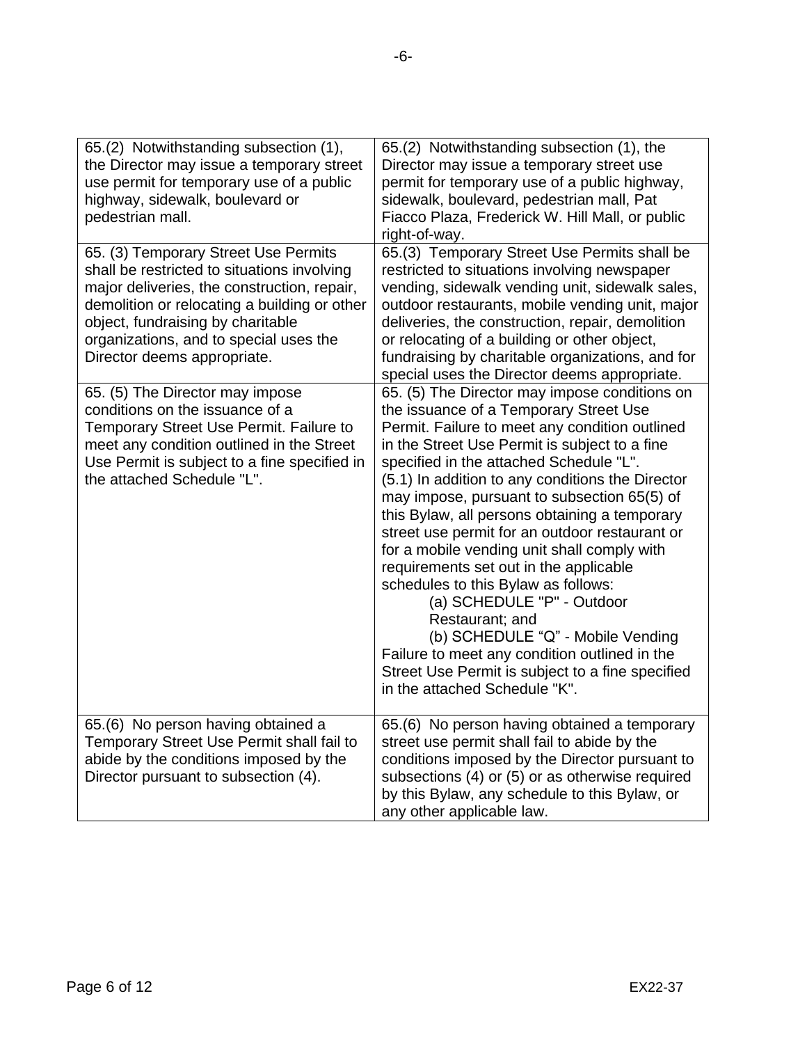| | |
|---|---|
| 65.(2) Notwithstanding subsection (1), the Director may issue a temporary street use permit for temporary use of a public highway, sidewalk, boulevard or pedestrian mall. | 65.(2) Notwithstanding subsection (1), the Director may issue a temporary street use permit for temporary use of a public highway, sidewalk, boulevard, pedestrian mall, Pat Fiacco Plaza, Frederick W. Hill Mall, or public right-of-way. |
| 65. (3) Temporary Street Use Permits shall be restricted to situations involving major deliveries, the construction, repair, demolition or relocating a building or other object, fundraising by charitable organizations, and to special uses the Director deems appropriate. | 65.(3) Temporary Street Use Permits shall be restricted to situations involving newspaper vending, sidewalk vending unit, sidewalk sales, outdoor restaurants, mobile vending unit, major deliveries, the construction, repair, demolition or relocating of a building or other object, fundraising by charitable organizations, and for special uses the Director deems appropriate. |
| 65. (5) The Director may impose conditions on the issuance of a Temporary Street Use Permit. Failure to meet any condition outlined in the Street Use Permit is subject to a fine specified in the attached Schedule "L". | 65. (5) The Director may impose conditions on the issuance of a Temporary Street Use Permit. Failure to meet any condition outlined in the Street Use Permit is subject to a fine specified in the attached Schedule "L".<br>(5.1) In addition to any conditions the Director may impose, pursuant to subsection 65(5) of this Bylaw, all persons obtaining a temporary street use permit for an outdoor restaurant or for a mobile vending unit shall comply with requirements set out in the applicable schedules to this Bylaw as follows:<br>(a) SCHEDULE "P" - Outdoor Restaurant; and<br>(b) SCHEDULE "Q" - Mobile Vending<br>Failure to meet any condition outlined in the Street Use Permit is subject to a fine specified in the attached Schedule "K". |
| 65.(6) No person having obtained a Temporary Street Use Permit shall fail to abide by the conditions imposed by the Director pursuant to subsection (4). | 65.(6) No person having obtained a temporary street use permit shall fail to abide by the conditions imposed by the Director pursuant to subsections (4) or (5) or as otherwise required by this Bylaw, any schedule to this Bylaw, or any other applicable law. |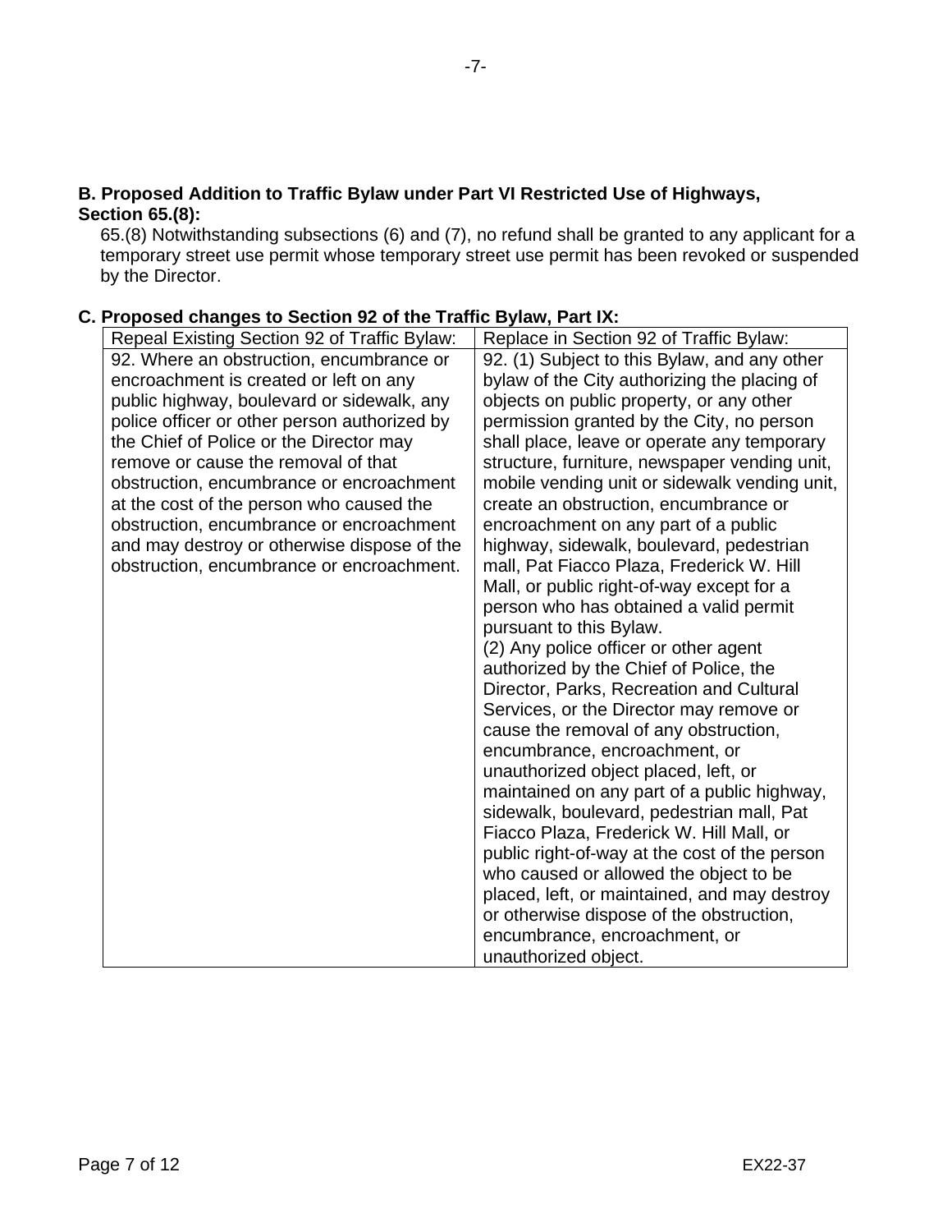### B. Proposed Addition to Traffic Bylaw under Part VI Restricted Use of Highways, Section 65.(8):

65.(8) Notwithstanding subsections (6) and (7), no refund shall be granted to any applicant for a temporary street use permit whose temporary street use permit has been revoked or suspended by the Director.

### C. Proposed changes to Section 92 of the Traffic Bylaw, Part IX:

| Repeal Existing Section 92 of Traffic Bylaw: | Replace in Section 92 of Traffic Bylaw: |
|---|---|
| 92. Where an obstruction, encumbrance or encroachment is created or left on any public highway, boulevard or sidewalk, any police officer or other person authorized by the Chief of Police or the Director may remove or cause the removal of that obstruction, encumbrance or encroachment at the cost of the person who caused the obstruction, encumbrance or encroachment and may destroy or otherwise dispose of the obstruction, encumbrance or encroachment. | 92. (1) Subject to this Bylaw, and any other bylaw of the City authorizing the placing of objects on public property, or any other permission granted by the City, no person shall place, leave or operate any temporary structure, furniture, newspaper vending unit, mobile vending unit or sidewalk vending unit, create an obstruction, encumbrance or encroachment on any part of a public highway, sidewalk, boulevard, pedestrian mall, Pat Fiacco Plaza, Frederick W. Hill Mall, or public right-of-way except for a person who has obtained a valid permit pursuant to this Bylaw.<br>(2) Any police officer or other agent authorized by the Chief of Police, the Director, Parks, Recreation and Cultural Services, or the Director may remove or cause the removal of any obstruction, encumbrance, encroachment, or unauthorized object placed, left, or maintained on any part of a public highway, sidewalk, boulevard, pedestrian mall, Pat Fiacco Plaza, Frederick W. Hill Mall, or public right-of-way at the cost of the person who caused or allowed the object to be placed, left, or maintained, and may destroy or otherwise dispose of the obstruction, encumbrance, encroachment, or unauthorized object. |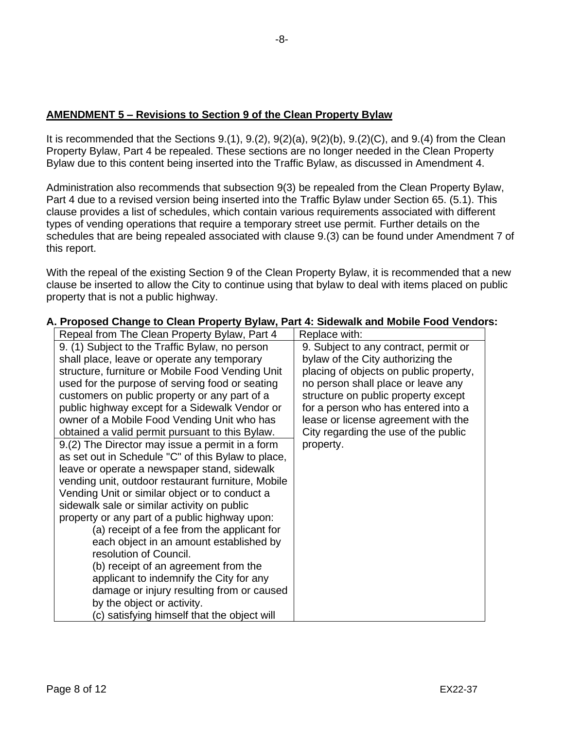**AMENDMENT 5 – Revisions to Section 9 of the Clean Property Bylaw**

It is recommended that the Sections 9.(1), 9.(2), 9(2)(a), 9(2)(b), 9.(2)(C), and 9.(4) from the Clean Property Bylaw, Part 4 be repealed. These sections are no longer needed in the Clean Property Bylaw due to this content being inserted into the Traffic Bylaw, as discussed in Amendment 4.

Administration also recommends that subsection 9(3) be repealed from the Clean Property Bylaw, Part 4 due to a revised version being inserted into the Traffic Bylaw under Section 65. (5.1). This clause provides a list of schedules, which contain various requirements associated with different types of vending operations that require a temporary street use permit. Further details on the schedules that are being repealed associated with clause 9.(3) can be found under Amendment 7 of this report.

With the repeal of the existing Section 9 of the Clean Property Bylaw, it is recommended that a new clause be inserted to allow the City to continue using that bylaw to deal with items placed on public property that is not a public highway.

**A. Proposed Change to Clean Property Bylaw, Part 4: Sidewalk and Mobile Food Vendors:**

| Repeal from The Clean Property Bylaw, Part 4 | Replace with: |
|---|---|
| 9. (1) Subject to the Traffic Bylaw, no person shall place, leave or operate any temporary structure, furniture or Mobile Food Vending Unit used for the purpose of serving food or seating customers on public property or any part of a public highway except for a Sidewalk Vendor or owner of a Mobile Food Vending Unit who has obtained a valid permit pursuant to this Bylaw.<br>9.(2) The Director may issue a permit in a form as set out in Schedule "C" of this Bylaw to place, leave or operate a newspaper stand, sidewalk vending unit, outdoor restaurant furniture, Mobile Vending Unit or similar object or to conduct a sidewalk sale or similar activity on public property or any part of a public highway upon:<br>(a) receipt of a fee from the applicant for each object in an amount established by resolution of Council.<br>(b) receipt of an agreement from the applicant to indemnify the City for any damage or injury resulting from or caused by the object or activity.<br>(c) satisfying himself that the object will | 9. Subject to any contract, permit or bylaw of the City authorizing the placing of objects on public property, no person shall place or leave any structure on public property except for a person who has entered into a lease or license agreement with the City regarding the use of the public property. |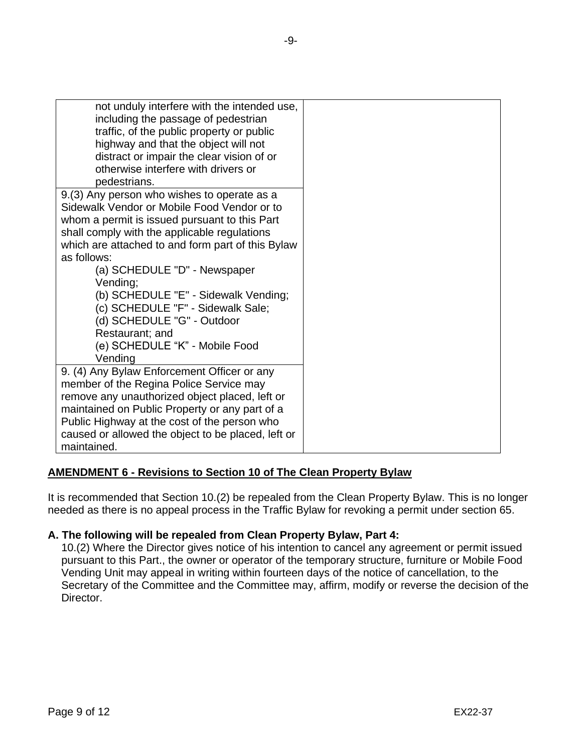| | |
|---|---|
| not unduly interfere with the intended use, including the passage of pedestrian traffic, of the public property or public highway and that the object will not distract or impair the clear vision of or otherwise interfere with drivers or pedestrians. | |
| 9.(3) Any person who wishes to operate as a Sidewalk Vendor or Mobile Food Vendor or to whom a permit is issued pursuant to this Part shall comply with the applicable regulations which are attached to and form part of this Bylaw as follows:<br>(a) SCHEDULE "D" - Newspaper Vending;<br>(b) SCHEDULE "E" - Sidewalk Vending;<br>(c) SCHEDULE "F" - Sidewalk Sale;<br>(d) SCHEDULE "G" - Outdoor Restaurant; and<br>(e) SCHEDULE "K" - Mobile Food Vending | |
| 9. (4) Any Bylaw Enforcement Officer or any member of the Regina Police Service may remove any unauthorized object placed, left or maintained on Public Property or any part of a Public Highway at the cost of the person who caused or allowed the object to be placed, left or maintained. | |

**AMENDMENT 6 - Revisions to Section 10 of The Clean Property Bylaw**

It is recommended that Section 10.(2) be repealed from the Clean Property Bylaw. This is no longer needed as there is no appeal process in the Traffic Bylaw for revoking a permit under section 65.

**A. The following will be repealed from Clean Property Bylaw, Part 4:**

10.(2) Where the Director gives notice of his intention to cancel any agreement or permit issued pursuant to this Part., the owner or operator of the temporary structure, furniture or Mobile Food Vending Unit may appeal in writing within fourteen days of the notice of cancellation, to the Secretary of the Committee and the Committee may, affirm, modify or reverse the decision of the Director.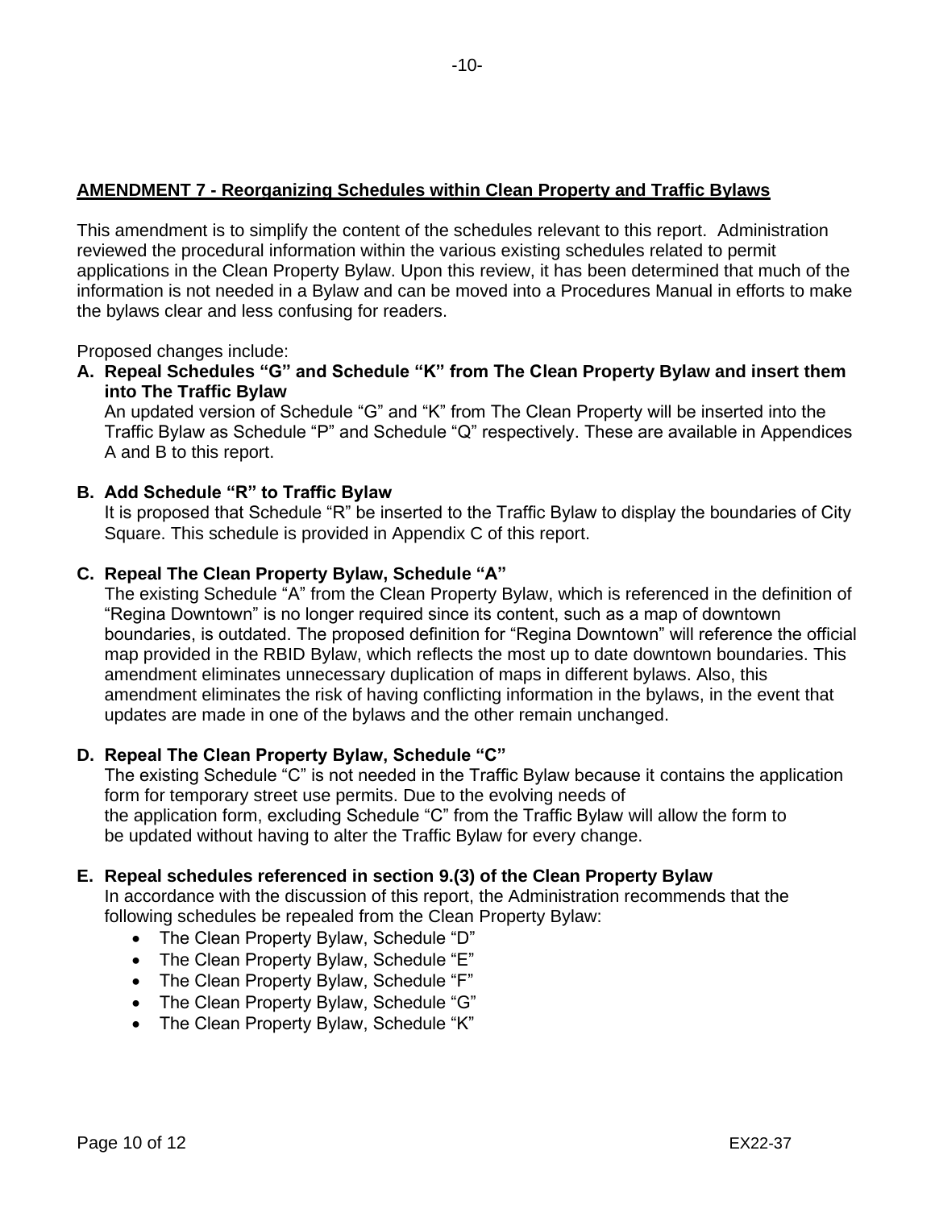## AMENDMENT 7 - Reorganizing Schedules within Clean Property and Traffic Bylaws

This amendment is to simplify the content of the schedules relevant to this report. Administration reviewed the procedural information within the various existing schedules related to permit applications in the Clean Property Bylaw. Upon this review, it has been determined that much of the information is not needed in a Bylaw and can be moved into a Procedures Manual in efforts to make the bylaws clear and less confusing for readers.

Proposed changes include:

**A. Repeal Schedules "G" and Schedule "K" from The Clean Property Bylaw and insert them into The Traffic Bylaw**

An updated version of Schedule "G" and "K" from The Clean Property will be inserted into the Traffic Bylaw as Schedule "P" and Schedule "Q" respectively. These are available in Appendices A and B to this report.

**B. Add Schedule "R" to Traffic Bylaw**

It is proposed that Schedule "R" be inserted to the Traffic Bylaw to display the boundaries of City Square. This schedule is provided in Appendix C of this report.

**C. Repeal The Clean Property Bylaw, Schedule "A"**

The existing Schedule "A" from the Clean Property Bylaw, which is referenced in the definition of "Regina Downtown" is no longer required since its content, such as a map of downtown boundaries, is outdated. The proposed definition for "Regina Downtown" will reference the official map provided in the RBID Bylaw, which reflects the most up to date downtown boundaries. This amendment eliminates unnecessary duplication of maps in different bylaws. Also, this amendment eliminates the risk of having conflicting information in the bylaws, in the event that updates are made in one of the bylaws and the other remain unchanged.

**D. Repeal The Clean Property Bylaw, Schedule "C"**

The existing Schedule "C" is not needed in the Traffic Bylaw because it contains the application form for temporary street use permits. Due to the evolving needs of the application form, excluding Schedule "C" from the Traffic Bylaw will allow the form to be updated without having to alter the Traffic Bylaw for every change.

**E. Repeal schedules referenced in section 9.(3) of the Clean Property Bylaw**

In accordance with the discussion of this report, the Administration recommends that the following schedules be repealed from the Clean Property Bylaw:

- The Clean Property Bylaw, Schedule "D"
- The Clean Property Bylaw, Schedule "E"
- The Clean Property Bylaw, Schedule "F"
- The Clean Property Bylaw, Schedule "G"
- The Clean Property Bylaw, Schedule "K"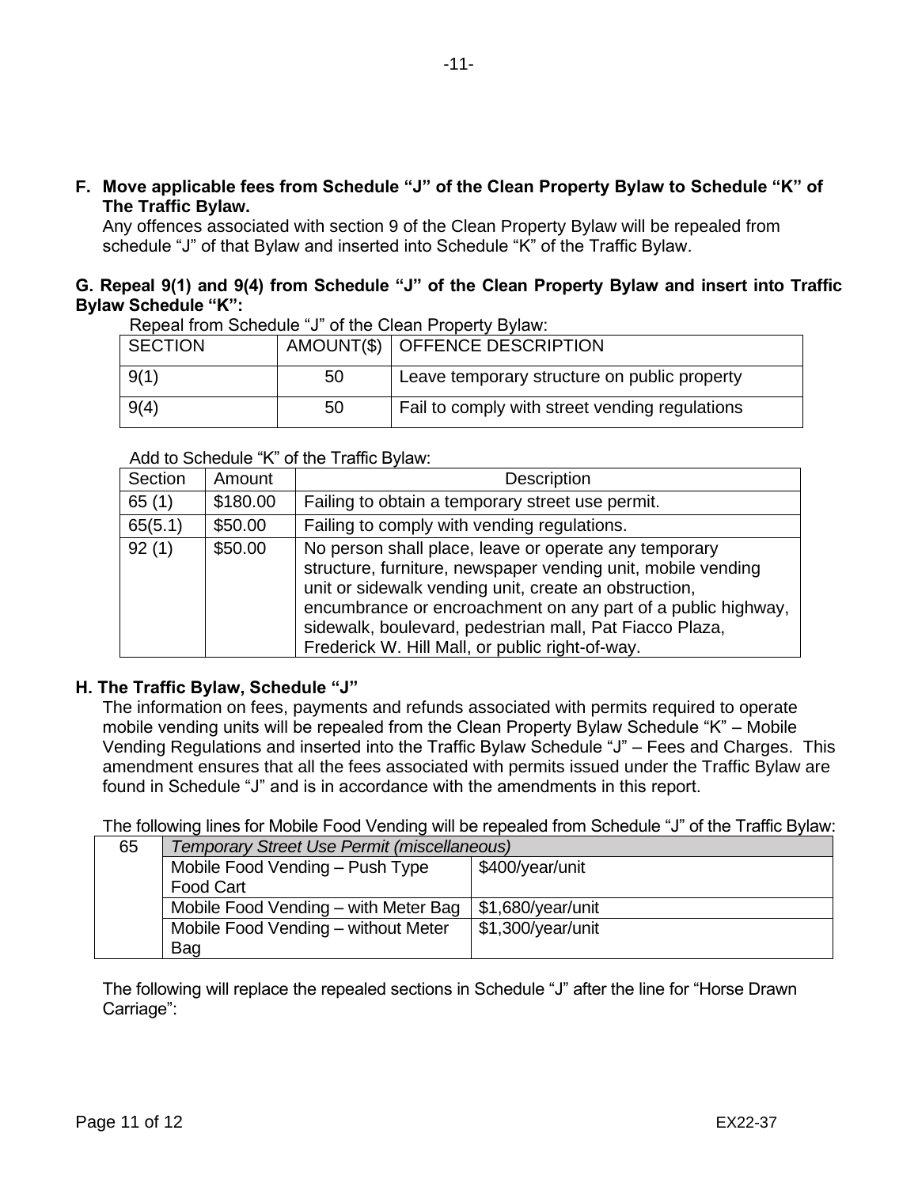**F. Move applicable fees from Schedule "J" of the Clean Property Bylaw to Schedule "K" of The Traffic Bylaw.**

Any offences associated with section 9 of the Clean Property Bylaw will be repealed from schedule "J" of that Bylaw and inserted into Schedule "K" of the Traffic Bylaw.

**G. Repeal 9(1) and 9(4) from Schedule "J" of the Clean Property Bylaw and insert into Traffic Bylaw Schedule "K":**

Repeal from Schedule "J" of the Clean Property Bylaw:

| SECTION | AMOUNT($) | OFFENCE DESCRIPTION |
|---|---|---|
| 9(1) | 50 | Leave temporary structure on public property |
| 9(4) | 50 | Fail to comply with street vending regulations |

Add to Schedule "K" of the Traffic Bylaw:

| Section | Amount | Description |
|---|---|---|
| 65 (1) | $180.00 | Failing to obtain a temporary street use permit. |
| 65(5.1) | $50.00 | Failing to comply with vending regulations. |
| 92 (1) | $50.00 | No person shall place, leave or operate any temporary structure, furniture, newspaper vending unit, mobile vending unit or sidewalk vending unit, create an obstruction, encumbrance or encroachment on any part of a public highway, sidewalk, boulevard, pedestrian mall, Pat Fiacco Plaza, Frederick W. Hill Mall, or public right-of-way. |

**H. The Traffic Bylaw, Schedule "J"**

The information on fees, payments and refunds associated with permits required to operate mobile vending units will be repealed from the Clean Property Bylaw Schedule "K" – Mobile Vending Regulations and inserted into the Traffic Bylaw Schedule "J" – Fees and Charges. This amendment ensures that all the fees associated with permits issued under the Traffic Bylaw are found in Schedule "J" and is in accordance with the amendments in this report.

The following lines for Mobile Food Vending will be repealed from Schedule "J" of the Traffic Bylaw:

| 65 | *Temporary Street Use Permit (miscellaneous)* | |
|---|---|---|
| | Mobile Food Vending – Push Type Food Cart | $400/year/unit |
| | Mobile Food Vending – with Meter Bag | $1,680/year/unit |
| | Mobile Food Vending – without Meter Bag | $1,300/year/unit |

The following will replace the repealed sections in Schedule "J" after the line for "Horse Drawn Carriage":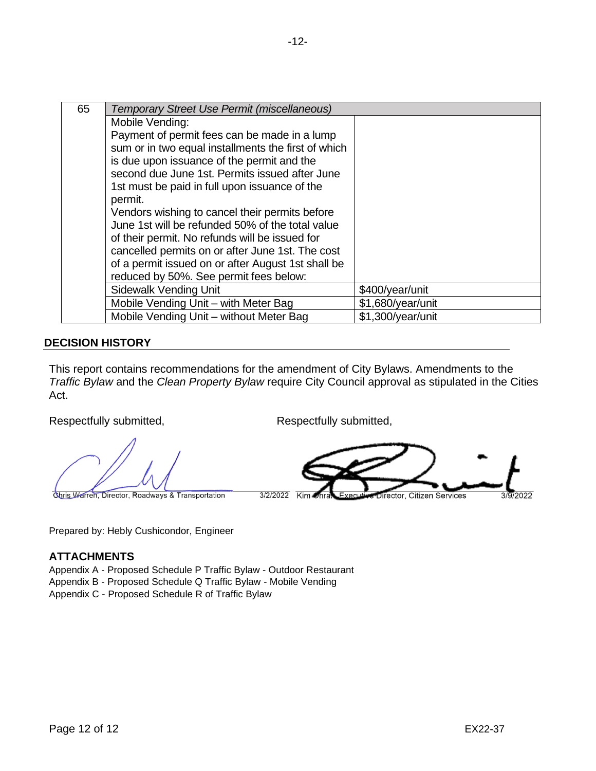| | | |
|---|---|---|
| 65 | *Temporary Street Use Permit (miscellaneous)* | |
| | Mobile Vending:<br>Payment of permit fees can be made in a lump sum or in two equal installments the first of which is due upon issuance of the permit and the second due June 1st. Permits issued after June 1st must be paid in full upon issuance of the permit.<br>Vendors wishing to cancel their permits before June 1st will be refunded 50% of the total value of their permit. No refunds will be issued for cancelled permits on or after June 1st. The cost of a permit issued on or after August 1st shall be reduced by 50%. See permit fees below: | |
| | Sidewalk Vending Unit | $400/year/unit |
| | Mobile Vending Unit – with Meter Bag | $1,680/year/unit |
| | Mobile Vending Unit – without Meter Bag | $1,300/year/unit |

## DECISION HISTORY

This report contains recommendations for the amendment of City Bylaws. Amendments to the *Traffic Bylaw* and the *Clean Property Bylaw* require City Council approval as stipulated in the Cities Act.

Respectfully submitted,

Chris Warren, Director, Roadways & Transportation 3/2/2022

Respectfully submitted,

Kim Onrait, Executive Director, Citizen Services 3/9/2022

Prepared by: Hebly Cushicondor, Engineer

## ATTACHMENTS

Appendix A - Proposed Schedule P Traffic Bylaw - Outdoor Restaurant
Appendix B - Proposed Schedule Q Traffic Bylaw - Mobile Vending
Appendix C - Proposed Schedule R of Traffic Bylaw